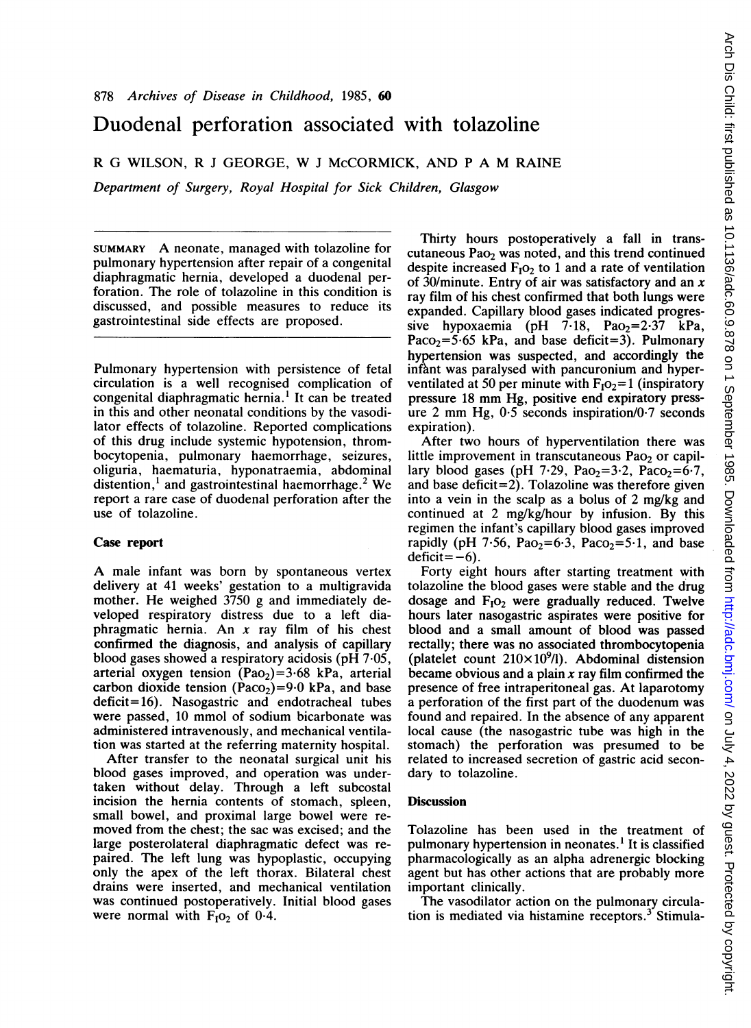# Duodenal perforation associated with tolazoline

R G WILSON, R J GEORGE, W J McCORMICK, AND P A M RAINE

*Department of Surgery, Royal Hospital for Sick Children, Glasgow*

SUMMARY A neonate, managed with tolazoline for pulmonary hypertension after repair of a congenital diaphragmatic hernia, developed a duodenal perforation. The role of tolazoline in this condition is discussed, and possible measures to reduce its gastrointestinal side effects are proposed.

Pulmonary hypertension with persistence of fetal circulation is a well recognised complication of congenital diaphragmatic hernia.[1] It can be treated in this and other neonatal conditions by the vasodilator effects of tolazoline. Reported complications of this drug include systemic hypotension, thrombocytopenia, pulmonary haemorrhage, seizures, oliguria, haematuria, hyponatraemia, abdominal distention,[1] and gastrointestinal haemorrhage.[2] We report a rare case of duodenal perforation after the use of tolazoline.

## Case report

A male infant was born by spontaneous vertex delivery at 41 weeks' gestation to a multigravida mother. He weighed 3750 g and immediately developed respiratory distress due to a left diaphragmatic hernia. An *x* ray film of his chest confirmed the diagnosis, and analysis of capillary blood gases showed a respiratory acidosis (pH 7·05, arterial oxygen tension ($Pao_2$)=3·68 kPa, arterial carbon dioxide tension ($Paco_2$)=9·0 kPa, and base deficit=16). Nasogastric and endotracheal tubes were passed, 10 mmol of sodium bicarbonate was administered intravenously, and mechanical ventilation was started at the referring maternity hospital.

After transfer to the neonatal surgical unit his blood gases improved, and operation was undertaken without delay. Through a left subcostal incision the hernia contents of stomach, spleen, small bowel, and proximal large bowel were removed from the chest; the sac was excised; and the large posterolateral diaphragmatic defect was repaired. The left lung was hypoplastic, occupying only the apex of the left thorax. Bilateral chest drains were inserted, and mechanical ventilation was continued postoperatively. Initial blood gases were normal with $F_IO_2$ of 0·4.

Thirty hours postoperatively a fall in transcutaneous $Pao_2$ was noted, and this trend continued despite increased $F_IO_2$ to 1 and a rate of ventilation of 30/minute. Entry of air was satisfactory and an *x* ray film of his chest confirmed that both lungs were expanded. Capillary blood gases indicated progressive hypoxaemia (pH 7·18, $Pao_2$=2·37 kPa, $Paco_2$=5·65 kPa, and base deficit=3). Pulmonary hypertension was suspected, and accordingly the infant was paralysed with pancuronium and hyperventilated at 50 per minute with $F_IO_2$=1 (inspiratory pressure 18 mm Hg, positive end expiratory pressure 2 mm Hg, 0·5 seconds inspiration/0·7 seconds expiration).

After two hours of hyperventilation there was little improvement in transcutaneous $Pao_2$ or capillary blood gases (pH 7·29, $Pao_2$=3·2, $Paco_2$=6·7, and base deficit=2). Tolazoline was therefore given into a vein in the scalp as a bolus of 2 mg/kg and continued at 2 mg/kg/hour by infusion. By this regimen the infant's capillary blood gases improved rapidly (pH 7·56, $Pao_2$=6·3, $Paco_2$=5·1, and base deficit=−6).

Forty eight hours after starting treatment with tolazoline the blood gases were stable and the drug dosage and $F_IO_2$ were gradually reduced. Twelve hours later nasogastric aspirates were positive for blood and a small amount of blood was passed rectally; there was no associated thrombocytopenia (platelet count $210\times10^9$/l). Abdominal distension became obvious and a plain *x* ray film confirmed the presence of free intraperitoneal gas. At laparotomy a perforation of the first part of the duodenum was found and repaired. In the absence of any apparent local cause (the nasogastric tube was high in the stomach) the perforation was presumed to be related to increased secretion of gastric acid secondary to tolazoline.

## Discussion

Tolazoline has been used in the treatment of pulmonary hypertension in neonates.[1] It is classified pharmacologically as an alpha adrenergic blocking agent but has other actions that are probably more important clinically.

The vasodilator action on the pulmonary circulation is mediated via histamine receptors.[3] Stimula-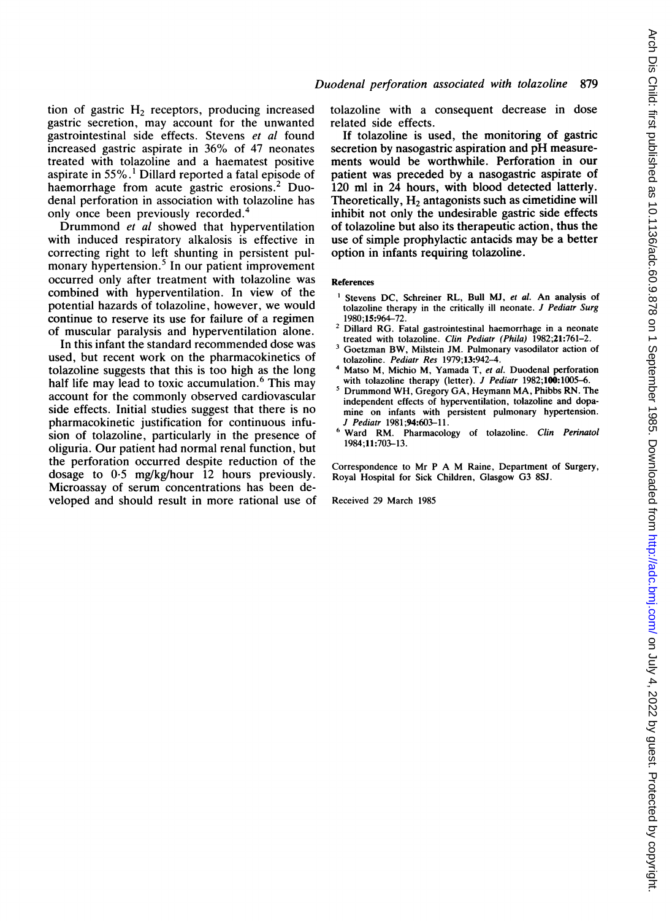tion of gastric $H_2$ receptors, producing increased gastric secretion, may account for the unwanted gastrointestinal side effects. Stevens *et al* found increased gastric aspirate in 36% of 47 neonates treated with tolazoline and a haematest positive aspirate in 55%.[1] Dillard reported a fatal episode of haemorrhage from acute gastric erosions.[2] Duodenal perforation in association with tolazoline has only once been previously recorded.[4]

Drummond *et al* showed that hyperventilation with induced respiratory alkalosis is effective in correcting right to left shunting in persistent pulmonary hypertension.[5] In our patient improvement occurred only after treatment with tolazoline was combined with hyperventilation. In view of the potential hazards of tolazoline, however, we would continue to reserve its use for failure of a regimen of muscular paralysis and hyperventilation alone.

In this infant the standard recommended dose was used, but recent work on the pharmacokinetics of tolazoline suggests that this is too high as the long half life may lead to toxic accumulation.[6] This may account for the commonly observed cardiovascular side effects. Initial studies suggest that there is no pharmacokinetic justification for continuous infusion of tolazoline, particularly in the presence of oliguria. Our patient had normal renal function, but the perforation occurred despite reduction of the dosage to 0·5 mg/kg/hour 12 hours previously. Microassay of serum concentrations has been developed and should result in more rational use of tolazoline with a consequent decrease in dose related side effects.

If tolazoline is used, the monitoring of gastric secretion by nasogastric aspiration and pH measurements would be worthwhile. Perforation in our patient was preceded by a nasogastric aspirate of 120 ml in 24 hours, with blood detected latterly. Theoretically, $H_2$ antagonists such as cimetidine will inhibit not only the undesirable gastric side effects of tolazoline but also its therapeutic action, thus the use of simple prophylactic antacids may be a better option in infants requiring tolazoline.

#### References

1. Stevens DC, Schreiner RL, Bull MJ, *et al.* An analysis of tolazoline therapy in the critically ill neonate. *J Pediatr Surg* 1980;**15**:964–72.
2. Dillard RG. Fatal gastrointestinal haemorrhage in a neonate treated with tolazoline. *Clin Pediatr (Phila)* 1982;**21**:761–2.
3. Goetzman BW, Milstein JM. Pulmonary vasodilator action of tolazoline. *Pediatr Res* 1979;**13**:942–4.
4. Matso M, Michio M, Yamada T, *et al.* Duodenal perforation with tolazoline therapy (letter). *J Pediatr* 1982;**100**:1005–6.
5. Drummond WH, Gregory GA, Heymann MA, Phibbs RN. The independent effects of hyperventilation, tolazoline and dopamine on infants with persistent pulmonary hypertension. *J Pediatr* 1981;**94**:603–11.
6. Ward RM. Pharmacology of tolazoline. *Clin Perinatol* 1984;**11**:703–13.

Correspondence to Mr P A M Raine, Department of Surgery, Royal Hospital for Sick Children, Glasgow G3 8SJ.

Received 29 March 1985